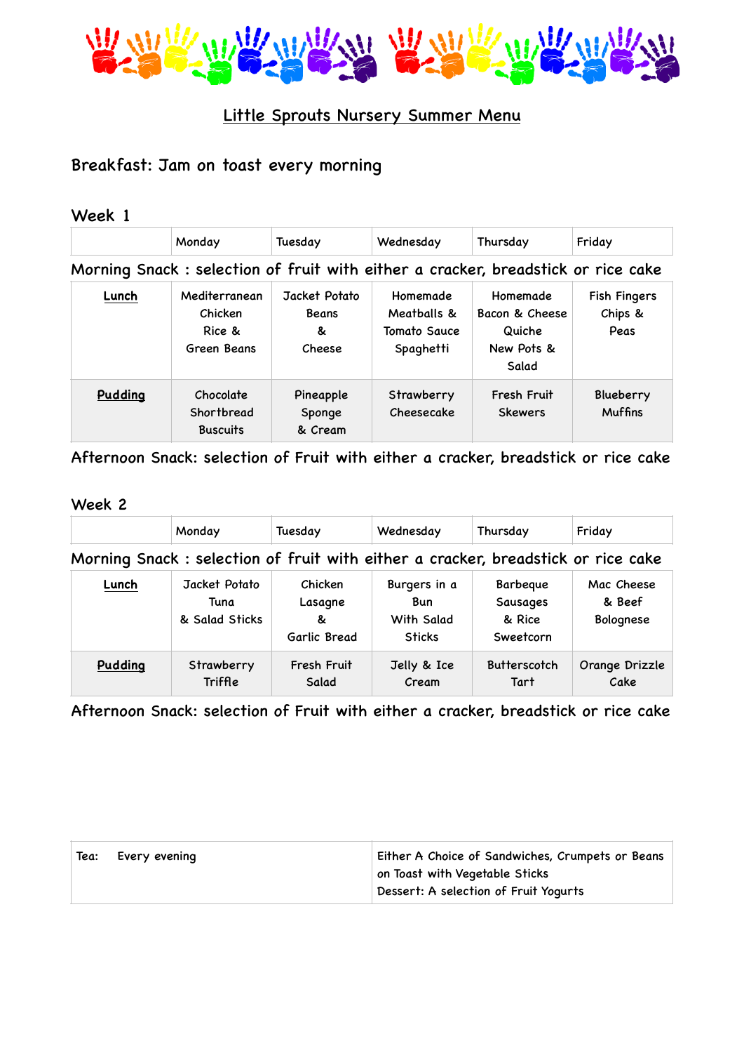# Little Sprouts Nursery Summer Menu

## Breakfast: Jam on toast every morning

## Week 1

| | Monday | Tuesday | Wednesday | Thursday | Friday |
|---|---|---|---|---|---|
| Morning Snack : selection of fruit with either a cracker, breadstick or rice cake | | | | | |
| **Lunch** | Mediterranean Chicken Rice & Green Beans | Jacket Potato Beans & Cheese | Homemade Meatballs & Tomato Sauce Spaghetti | Homemade Bacon & Cheese Quiche New Pots & Salad | Fish Fingers Chips & Peas |
| **Pudding** | Chocolate Shortbread Buscuits | Pineapple Sponge & Cream | Strawberry Cheesecake | Fresh Fruit Skewers | Blueberry Muffins |

Afternoon Snack: selection of Fruit with either a cracker, breadstick or rice cake

## Week 2

| | Monday | Tuesday | Wednesday | Thursday | Friday |
|---|---|---|---|---|---|
| Morning Snack : selection of fruit with either a cracker, breadstick or rice cake | | | | | |
| **Lunch** | Jacket Potato Tuna & Salad Sticks | Chicken Lasagne & Garlic Bread | Burgers in a Bun With Salad Sticks | Barbeque Sausages & Rice Sweetcorn | Mac Cheese & Beef Bolognese |
| **Pudding** | Strawberry Triffle | Fresh Fruit Salad | Jelly & Ice Cream | Butterscotch Tart | Orange Drizzle Cake |

Afternoon Snack: selection of Fruit with either a cracker, breadstick or rice cake

| Tea: Every evening | Either A Choice of Sandwiches, Crumpets or Beans on Toast with Vegetable Sticks<br>Dessert: A selection of Fruit Yogurts |
|---|---|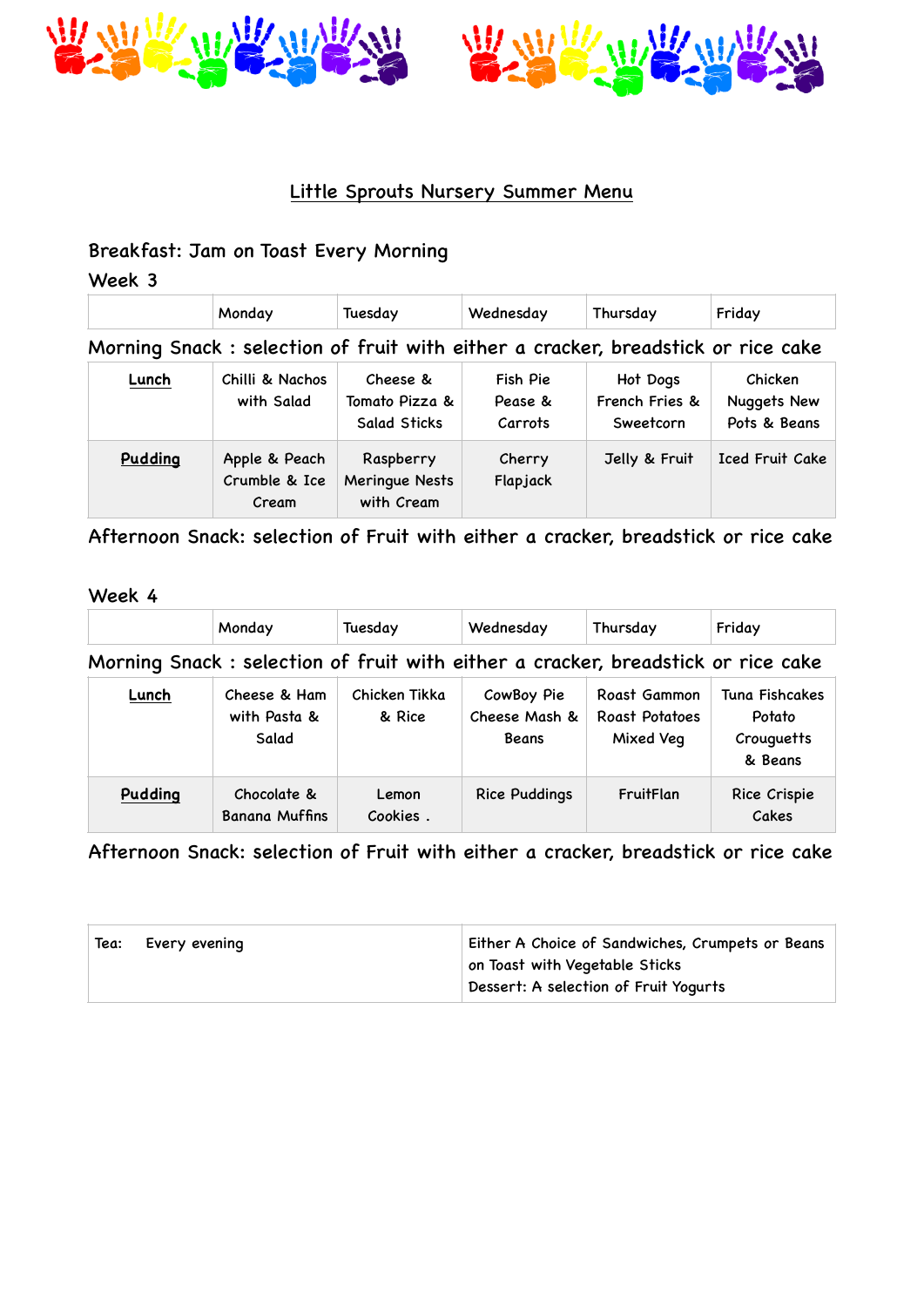# Little Sprouts Nursery Summer Menu

Breakfast: Jam on Toast Every Morning

Week 3

| | Monday | Tuesday | Wednesday | Thursday | Friday |
|---|---|---|---|---|---|
| Morning Snack : selection of fruit with either a cracker, breadstick or rice cake | | | | | |
| **Lunch** | Chilli & Nachos with Salad | Cheese & Tomato Pizza & Salad Sticks | Fish Pie Pease & Carrots | Hot Dogs French Fries & Sweetcorn | Chicken Nuggets New Pots & Beans |
| **Pudding** | Apple & Peach Crumble & Ice Cream | Raspberry Meringue Nests with Cream | Cherry Flapjack | Jelly & Fruit | Iced Fruit Cake |

Afternoon Snack: selection of Fruit with either a cracker, breadstick or rice cake

Week 4

| | Monday | Tuesday | Wednesday | Thursday | Friday |
|---|---|---|---|---|---|
| Morning Snack : selection of fruit with either a cracker, breadstick or rice cake | | | | | |
| **Lunch** | Cheese & Ham with Pasta & Salad | Chicken Tikka & Rice | CowBoy Pie Cheese Mash & Beans | Roast Gammon Roast Potatoes Mixed Veg | Tuna Fishcakes Potato Crouguetts & Beans |
| **Pudding** | Chocolate & Banana Muffins | Lemon Cookies . | Rice Puddings | FruitFlan | Rice Crispie Cakes |

Afternoon Snack: selection of Fruit with either a cracker, breadstick or rice cake

| Tea: Every evening | Either A Choice of Sandwiches, Crumpets or Beans on Toast with Vegetable Sticks<br>Dessert: A selection of Fruit Yogurts |
|---|---|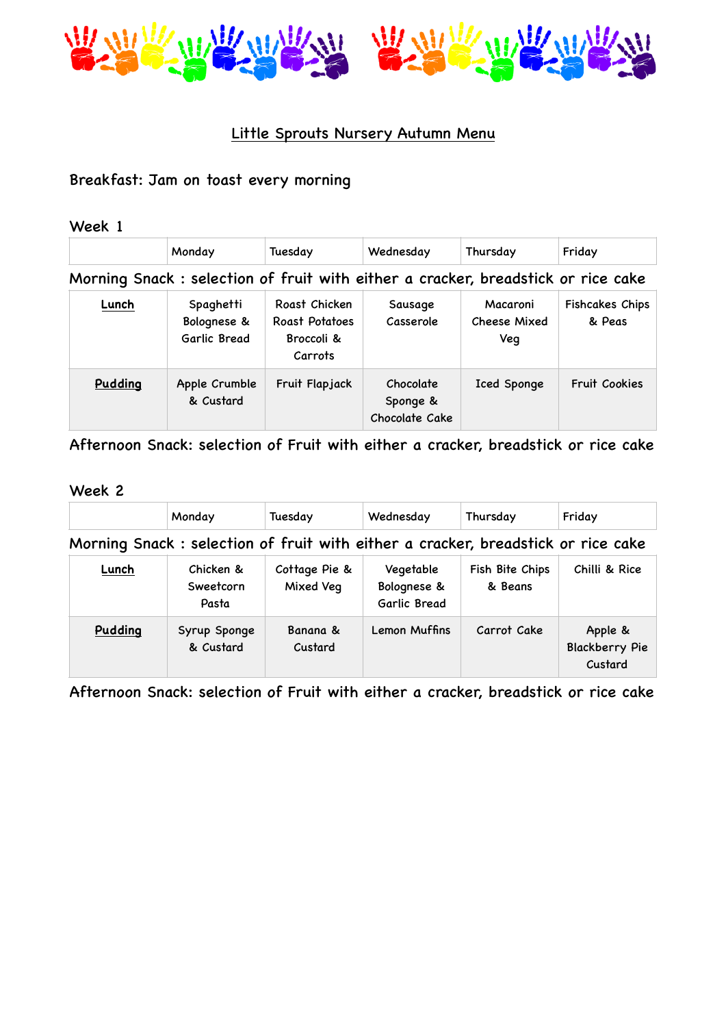# Little Sprouts Nursery Autumn Menu

Breakfast: Jam on toast every morning

## Week 1

| | Monday | Tuesday | Wednesday | Thursday | Friday |
|---|---|---|---|---|---|

Morning Snack : selection of fruit with either a cracker, breadstick or rice cake

| | | | | | |
|---|---|---|---|---|---|
| **Lunch** | Spaghetti Bolognese & Garlic Bread | Roast Chicken Roast Potatoes Broccoli & Carrots | Sausage Casserole | Macaroni Cheese Mixed Veg | Fishcakes Chips & Peas |
| **Pudding** | Apple Crumble & Custard | Fruit Flapjack | Chocolate Sponge & Chocolate Cake | Iced Sponge | Fruit Cookies |

Afternoon Snack: selection of Fruit with either a cracker, breadstick or rice cake

## Week 2

| | Monday | Tuesday | Wednesday | Thursday | Friday |
|---|---|---|---|---|---|

Morning Snack : selection of fruit with either a cracker, breadstick or rice cake

| | | | | | |
|---|---|---|---|---|---|
| **Lunch** | Chicken & Sweetcorn Pasta | Cottage Pie & Mixed Veg | Vegetable Bolognese & Garlic Bread | Fish Bite Chips & Beans | Chilli & Rice |
| **Pudding** | Syrup Sponge & Custard | Banana & Custard | Lemon Muffins | Carrot Cake | Apple & Blackberry Pie Custard |

Afternoon Snack: selection of Fruit with either a cracker, breadstick or rice cake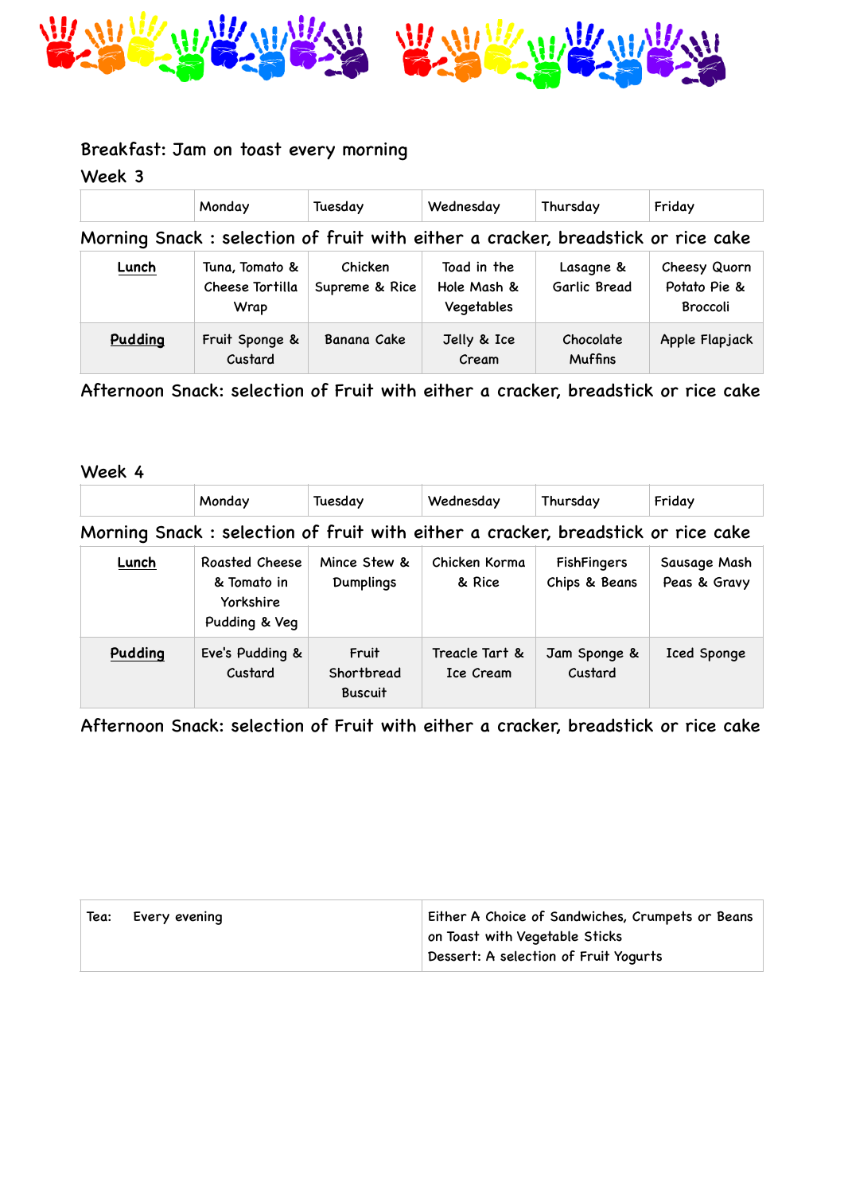Breakfast: Jam on toast every morning

Week 3

| | Monday | Tuesday | Wednesday | Thursday | Friday |
|---|---|---|---|---|---|
| Morning Snack : selection of fruit with either a cracker, breadstick or rice cake | | | | | |
| **Lunch** | Tuna, Tomato & Cheese Tortilla Wrap | Chicken Supreme & Rice | Toad in the Hole Mash & Vegetables | Lasagne & Garlic Bread | Cheesy Quorn Potato Pie & Broccoli |
| **Pudding** | Fruit Sponge & Custard | Banana Cake | Jelly & Ice Cream | Chocolate Muffins | Apple Flapjack |

Afternoon Snack: selection of Fruit with either a cracker, breadstick or rice cake

Week 4

| | Monday | Tuesday | Wednesday | Thursday | Friday |
|---|---|---|---|---|---|
| Morning Snack : selection of fruit with either a cracker, breadstick or rice cake | | | | | |
| **Lunch** | Roasted Cheese & Tomato in Yorkshire Pudding & Veg | Mince Stew & Dumplings | Chicken Korma & Rice | FishFingers Chips & Beans | Sausage Mash Peas & Gravy |
| **Pudding** | Eve's Pudding & Custard | Fruit Shortbread Buscuit | Treacle Tart & Ice Cream | Jam Sponge & Custard | Iced Sponge |

Afternoon Snack: selection of Fruit with either a cracker, breadstick or rice cake

| | |
|---|---|
| Tea: Every evening | Either A Choice of Sandwiches, Crumpets or Beans on Toast with Vegetable Sticks<br>Dessert: A selection of Fruit Yogurts |